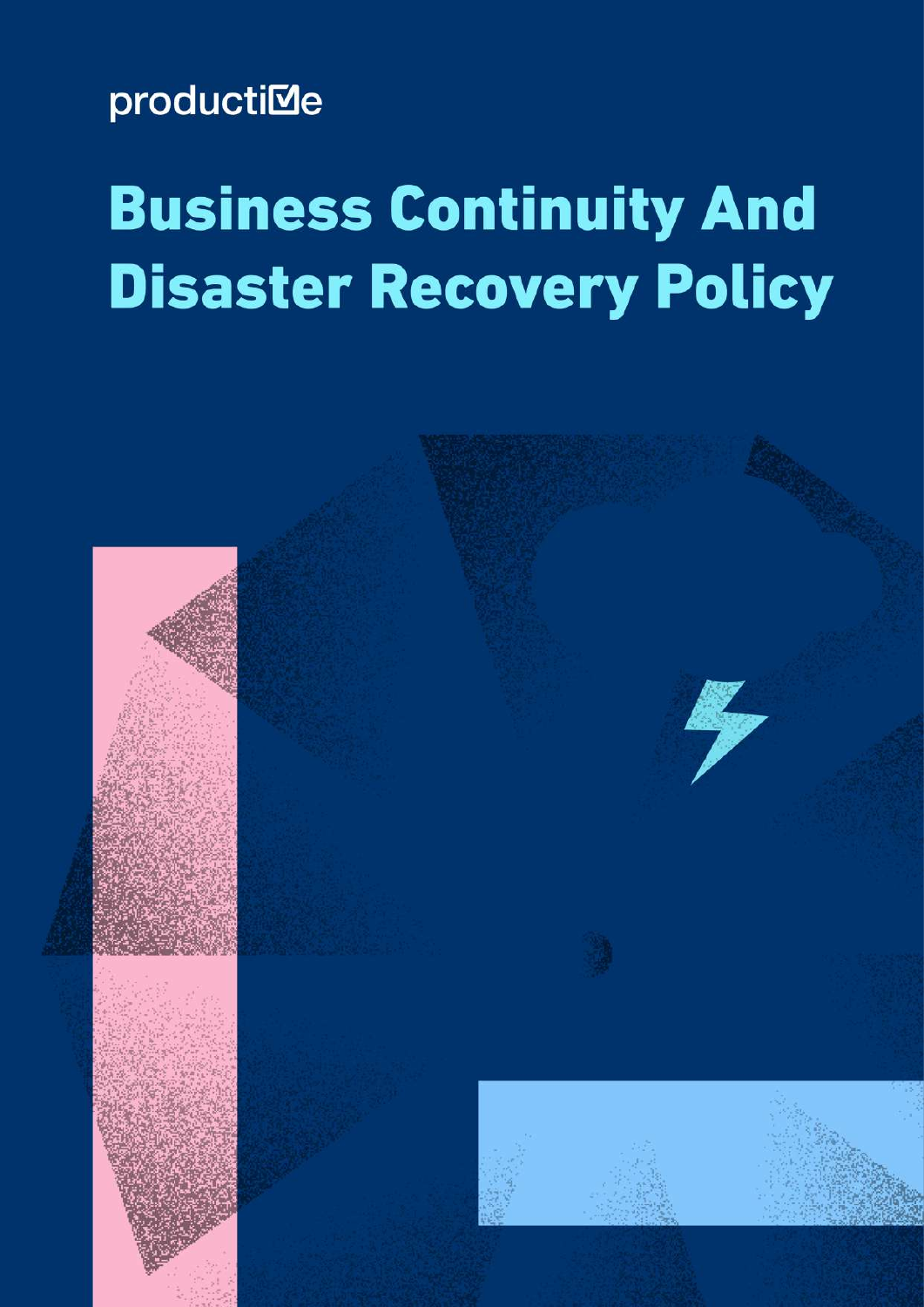productiMe

# Business Continuity And Disaster Recovery Policy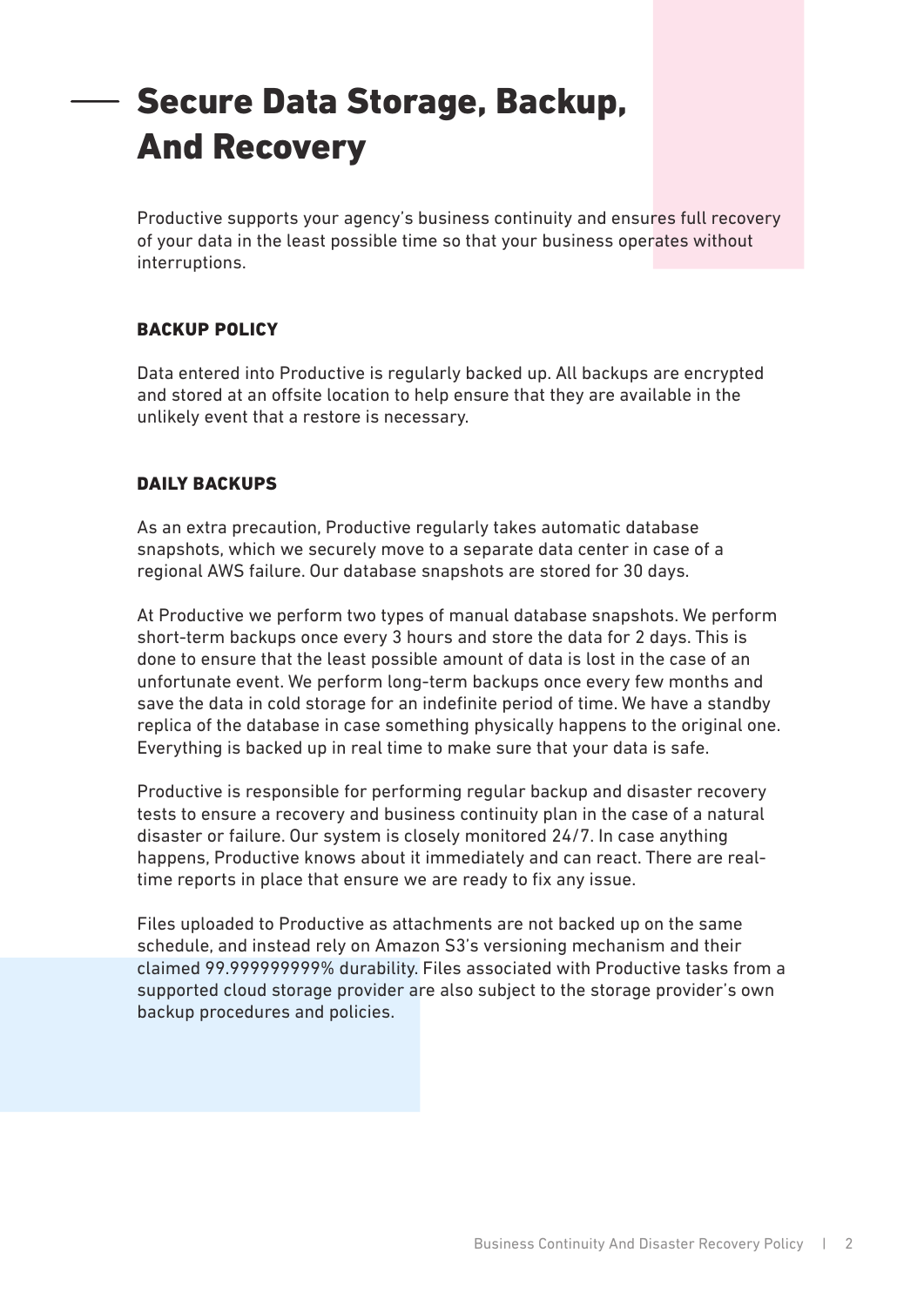# Secure Data Storage, Backup, And Recovery

Productive supports your agency's business continuity and ensures full recovery of your data in the least possible time so that your business operates without interruptions.

## BACKUP POLICY

Data entered into Productive is regularly backed up. All backups are encrypted and stored at an offsite location to help ensure that they are available in the unlikely event that a restore is necessary.

## DAILY BACKUPS

As an extra precaution, Productive regularly takes automatic database snapshots, which we securely move to a separate data center in case of a regional AWS failure. Our database snapshots are stored for 30 days.

At Productive we perform two types of manual database snapshots. We perform short-term backups once every 3 hours and store the data for 2 days. This is done to ensure that the least possible amount of data is lost in the case of an unfortunate event. We perform long-term backups once every few months and save the data in cold storage for an indefinite period of time. We have a standby replica of the database in case something physically happens to the original one. Everything is backed up in real time to make sure that your data is safe.

Productive is responsible for performing regular backup and disaster recovery tests to ensure a recovery and business continuity plan in the case of a natural disaster or failure. Our system is closely monitored 24/7. In case anything happens, Productive knows about it immediately and can react. There are real-time reports in place that ensure we are ready to fix any issue.

Files uploaded to Productive as attachments are not backed up on the same schedule, and instead rely on Amazon S3's versioning mechanism and their claimed 99.999999999% durability. Files associated with Productive tasks from a supported cloud storage provider are also subject to the storage provider's own backup procedures and policies.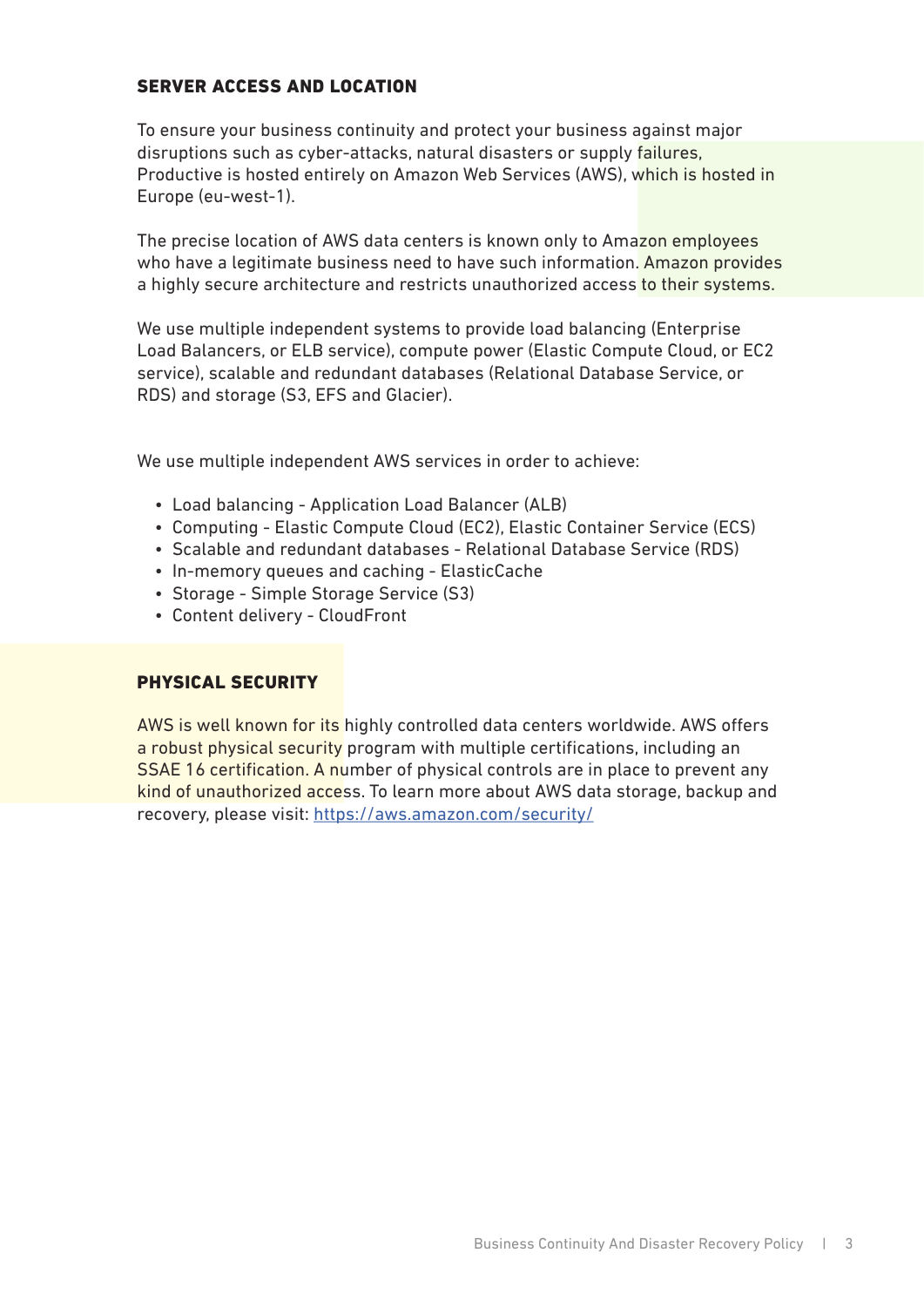## SERVER ACCESS AND LOCATION

To ensure your business continuity and protect your business against major disruptions such as cyber-attacks, natural disasters or supply failures, Productive is hosted entirely on Amazon Web Services (AWS), which is hosted in Europe (eu-west-1).

The precise location of AWS data centers is known only to Amazon employees who have a legitimate business need to have such information. Amazon provides a highly secure architecture and restricts unauthorized access to their systems.

We use multiple independent systems to provide load balancing (Enterprise Load Balancers, or ELB service), compute power (Elastic Compute Cloud, or EC2 service), scalable and redundant databases (Relational Database Service, or RDS) and storage (S3, EFS and Glacier).

We use multiple independent AWS services in order to achieve:

- Load balancing - Application Load Balancer (ALB)
- Computing - Elastic Compute Cloud (EC2), Elastic Container Service (ECS)
- Scalable and redundant databases - Relational Database Service (RDS)
- In-memory queues and caching - ElasticCache
- Storage - Simple Storage Service (S3)
- Content delivery - CloudFront

## PHYSICAL SECURITY

AWS is well known for its highly controlled data centers worldwide. AWS offers a robust physical security program with multiple certifications, including an SSAE 16 certification. A number of physical controls are in place to prevent any kind of unauthorized access. To learn more about AWS data storage, backup and recovery, please visit: [https://aws.amazon.com/security/](https://aws.amazon.com/security/)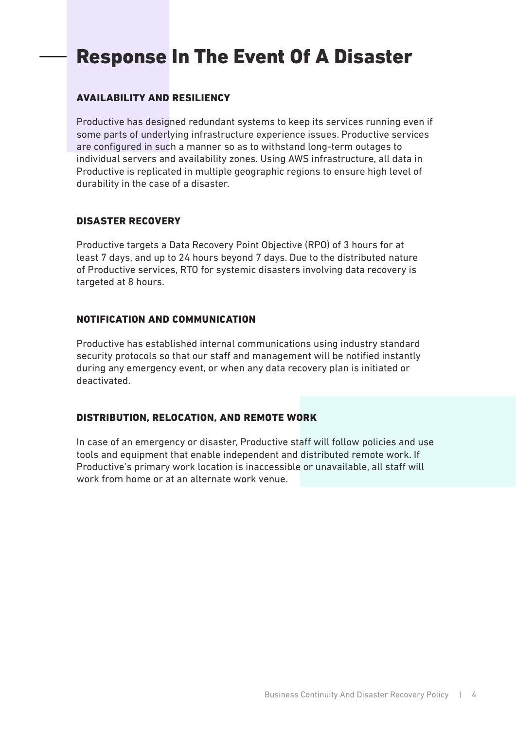# Response In The Event Of A Disaster

### AVAILABILITY AND RESILIENCY

Productive has designed redundant systems to keep its services running even if some parts of underlying infrastructure experience issues. Productive services are configured in such a manner so as to withstand long-term outages to individual servers and availability zones. Using AWS infrastructure, all data in Productive is replicated in multiple geographic regions to ensure high level of durability in the case of a disaster.

### DISASTER RECOVERY

Productive targets a Data Recovery Point Objective (RPO) of 3 hours for at least 7 days, and up to 24 hours beyond 7 days. Due to the distributed nature of Productive services, RTO for systemic disasters involving data recovery is targeted at 8 hours.

### NOTIFICATION AND COMMUNICATION

Productive has established internal communications using industry standard security protocols so that our staff and management will be notified instantly during any emergency event, or when any data recovery plan is initiated or deactivated.

### DISTRIBUTION, RELOCATION, AND REMOTE WORK

In case of an emergency or disaster, Productive staff will follow policies and use tools and equipment that enable independent and distributed remote work. If Productive's primary work location is inaccessible or unavailable, all staff will work from home or at an alternate work venue.